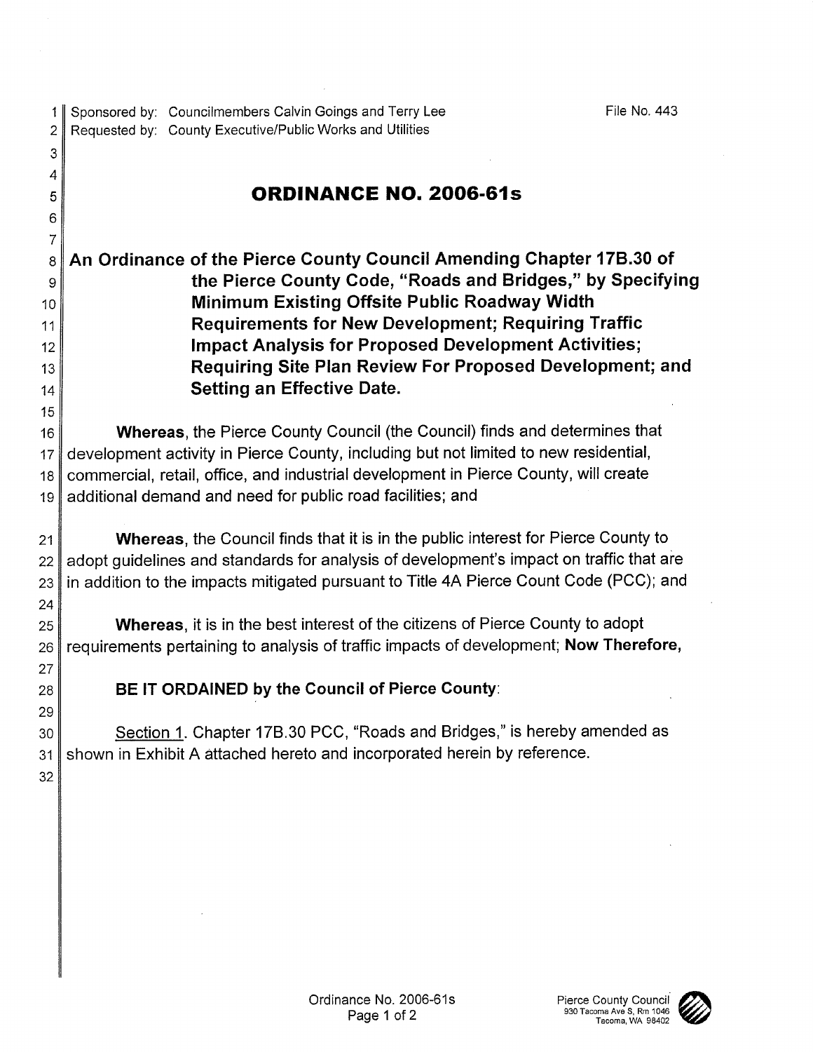Sponsored by: Councilmembers Calvin Goings and Terry Lee
Requested by: County Executive/Public Works and Utilities

File No. 443

# ORDINANCE NO. 2006-61s

**An Ordinance of the Pierce County Council Amending Chapter 17B.30 of the Pierce County Code, "Roads and Bridges," by Specifying Minimum Existing Offsite Public Roadway Width Requirements for New Development; Requiring Traffic Impact Analysis for Proposed Development Activities; Requiring Site Plan Review For Proposed Development; and Setting an Effective Date.**

**Whereas**, the Pierce County Council (the Council) finds and determines that development activity in Pierce County, including but not limited to new residential, commercial, retail, office, and industrial development in Pierce County, will create additional demand and need for public road facilities; and

**Whereas**, the Council finds that it is in the public interest for Pierce County to adopt guidelines and standards for analysis of development's impact on traffic that are in addition to the impacts mitigated pursuant to Title 4A Pierce Count Code (PCC); and

**Whereas**, it is in the best interest of the citizens of Pierce County to adopt requirements pertaining to analysis of traffic impacts of development; **Now Therefore,**

**BE IT ORDAINED by the Council of Pierce County**:

Section 1. Chapter 17B.30 PCC, "Roads and Bridges," is hereby amended as shown in Exhibit A attached hereto and incorporated herein by reference.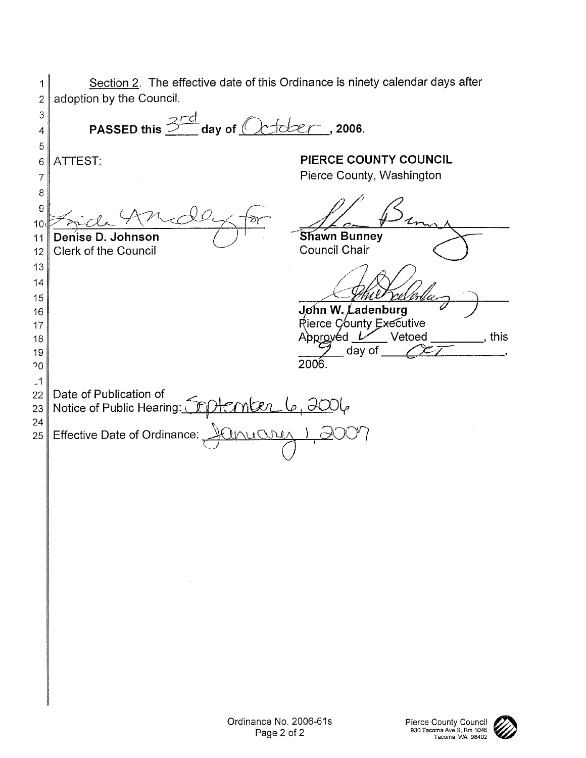Section 2. The effective date of this Ordinance is ninety calendar days after adoption by the Council.

**PASSED this 3rd day of October, 2006.**

ATTEST:

Denise D. Johnson
Clerk of the Council

**PIERCE COUNTY COUNCIL**
Pierce County, Washington

**Shawn Bunney**
Council Chair

**John W. Ladenburg**
Pierce County Executive
Approved ✓ Vetoed ________, this 9 day of OCT, 2006.

Date of Publication of Notice of Public Hearing: September 6, 2006

Effective Date of Ordinance: January 1, 2007

Ordinance No. 2006-61s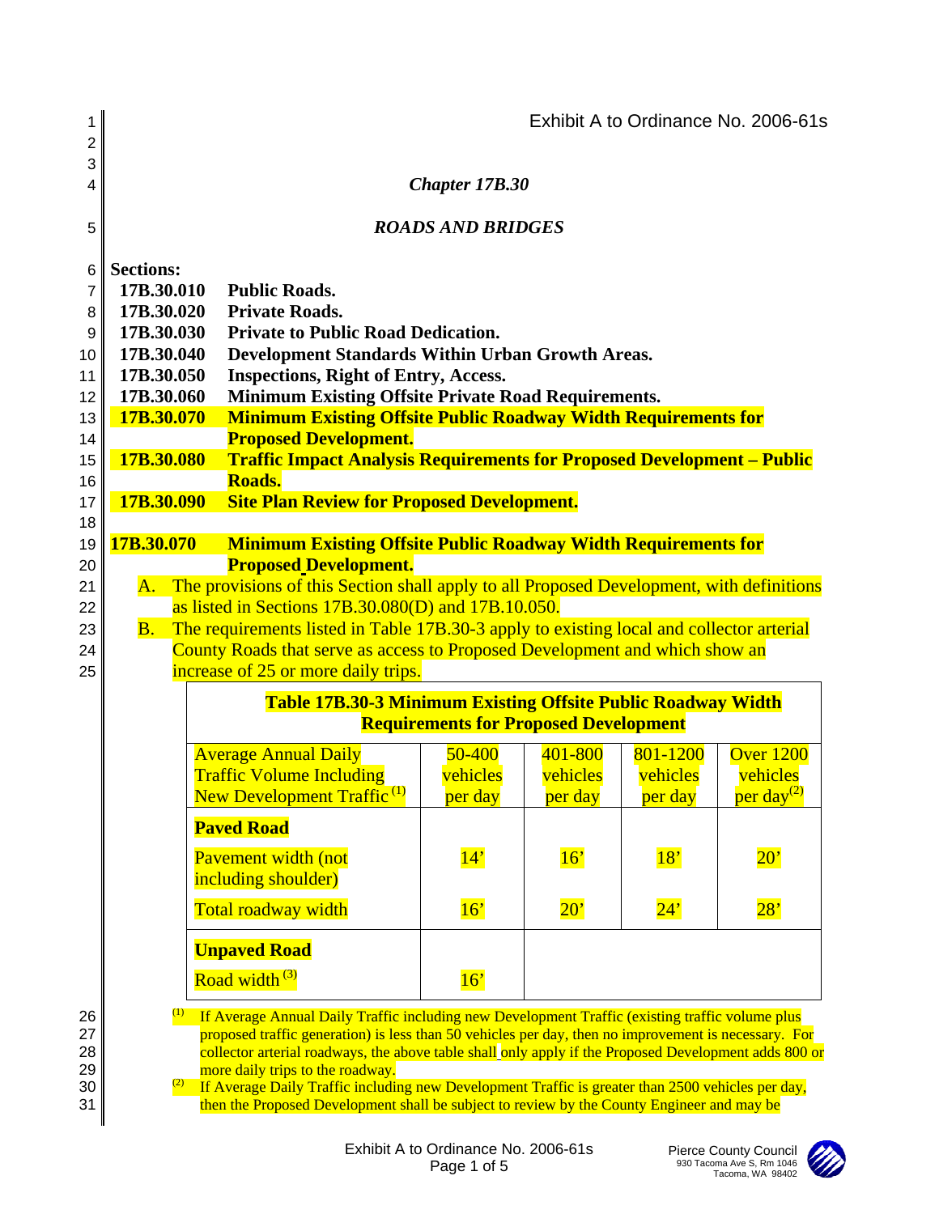Exhibit A to Ordinance No. 2006-61s

*Chapter 17B.30*

***ROADS AND BRIDGES***

**Sections:**

| | |
|---|---|
| **17B.30.010** | **Public Roads.** |
| **17B.30.020** | **Private Roads.** |
| **17B.30.030** | **Private to Public Road Dedication.** |
| **17B.30.040** | **Development Standards Within Urban Growth Areas.** |
| **17B.30.050** | **Inspections, Right of Entry, Access.** |
| **17B.30.060** | **Minimum Existing Offsite Private Road Requirements.** |
| **17B.30.070** | **Minimum Existing Offsite Public Roadway Width Requirements for Proposed Development.** |
| **17B.30.080** | **Traffic Impact Analysis Requirements for Proposed Development – Public Roads.** |
| **17B.30.090** | **Site Plan Review for Proposed Development.** |

## 17B.30.070 Minimum Existing Offsite Public Roadway Width Requirements for Proposed Development.

A. The provisions of this Section shall apply to all Proposed Development, with definitions as listed in Sections 17B.30.080(D) and 17B.10.050.

B. The requirements listed in Table 17B.30-3 apply to existing local and collector arterial County Roads that serve as access to Proposed Development and which show an increase of 25 or more daily trips.

**Table 17B.30-3 Minimum Existing Offsite Public Roadway Width Requirements for Proposed Development**

| Average Annual Daily Traffic Volume Including New Development Traffic [1] | 50-400 vehicles per day | 401-800 vehicles per day | 801-1200 vehicles per day | Over 1200 vehicles per day[2] |
|---|---|---|---|---|
| **Paved Road** | | | | |
| Pavement width (not including shoulder) | 14' | 16' | 18' | 20' |
| Total roadway width | 16' | 20' | 24' | 28' |
| **Unpaved Road** | | | | |
| Road width [3] | 16' | | | |

[1] If Average Annual Daily Traffic including new Development Traffic (existing traffic volume plus proposed traffic generation) is less than 50 vehicles per day, then no improvement is necessary. For collector arterial roadways, the above table shall only apply if the Proposed Development adds 800 or more daily trips to the roadway.

[2] If Average Daily Traffic including new Development Traffic is greater than 2500 vehicles per day, then the Proposed Development shall be subject to review by the County Engineer and may be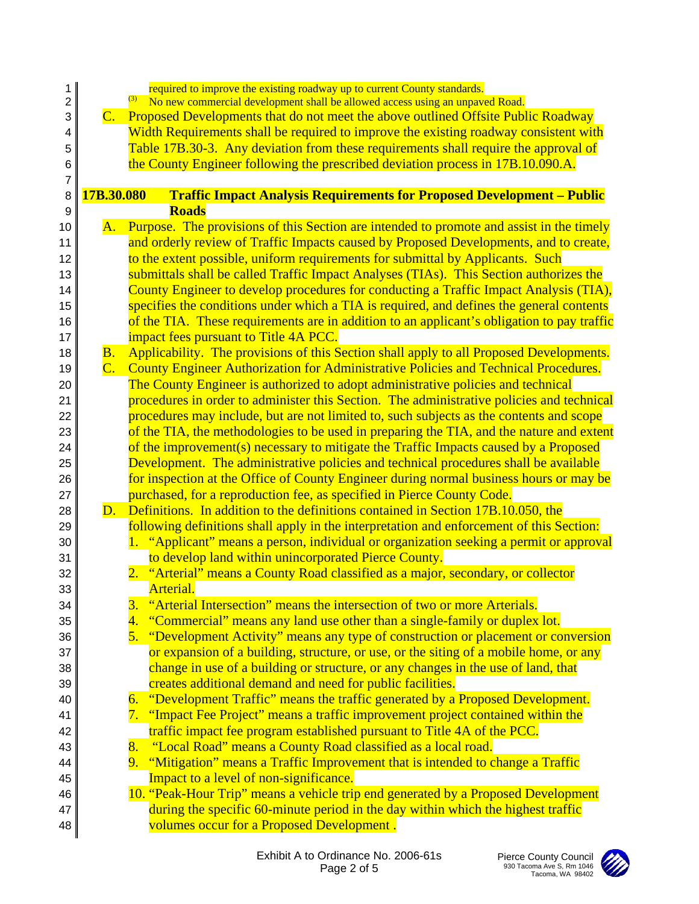required to improve the existing roadway up to current County standards.

(3) No new commercial development shall be allowed access using an unpaved Road.

C. Proposed Developments that do not meet the above outlined Offsite Public Roadway Width Requirements shall be required to improve the existing roadway consistent with Table 17B.30-3. Any deviation from these requirements shall require the approval of the County Engineer following the prescribed deviation process in 17B.10.090.A.

## 17B.30.080 Traffic Impact Analysis Requirements for Proposed Development – Public Roads

A. Purpose. The provisions of this Section are intended to promote and assist in the timely and orderly review of Traffic Impacts caused by Proposed Developments, and to create, to the extent possible, uniform requirements for submittal by Applicants. Such submittals shall be called Traffic Impact Analyses (TIAs). This Section authorizes the County Engineer to develop procedures for conducting a Traffic Impact Analysis (TIA), specifies the conditions under which a TIA is required, and defines the general contents of the TIA. These requirements are in addition to an applicant's obligation to pay traffic impact fees pursuant to Title 4A PCC.

B. Applicability. The provisions of this Section shall apply to all Proposed Developments.

C. County Engineer Authorization for Administrative Policies and Technical Procedures. The County Engineer is authorized to adopt administrative policies and technical procedures in order to administer this Section. The administrative policies and technical procedures may include, but are not limited to, such subjects as the contents and scope of the TIA, the methodologies to be used in preparing the TIA, and the nature and extent of the improvement(s) necessary to mitigate the Traffic Impacts caused by a Proposed Development. The administrative policies and technical procedures shall be available for inspection at the Office of County Engineer during normal business hours or may be purchased, for a reproduction fee, as specified in Pierce County Code.

D. Definitions. In addition to the definitions contained in Section 17B.10.050, the following definitions shall apply in the interpretation and enforcement of this Section:

1. "Applicant" means a person, individual or organization seeking a permit or approval to develop land within unincorporated Pierce County.
2. "Arterial" means a County Road classified as a major, secondary, or collector Arterial.
3. "Arterial Intersection" means the intersection of two or more Arterials.
4. "Commercial" means any land use other than a single-family or duplex lot.
5. "Development Activity" means any type of construction or placement or conversion or expansion of a building, structure, or use, or the siting of a mobile home, or any change in use of a building or structure, or any changes in the use of land, that creates additional demand and need for public facilities.
6. "Development Traffic" means the traffic generated by a Proposed Development.
7. "Impact Fee Project" means a traffic improvement project contained within the traffic impact fee program established pursuant to Title 4A of the PCC.
8. "Local Road" means a County Road classified as a local road.
9. "Mitigation" means a Traffic Improvement that is intended to change a Traffic Impact to a level of non-significance.
10. "Peak-Hour Trip" means a vehicle trip end generated by a Proposed Development during the specific 60-minute period in the day within which the highest traffic volumes occur for a Proposed Development .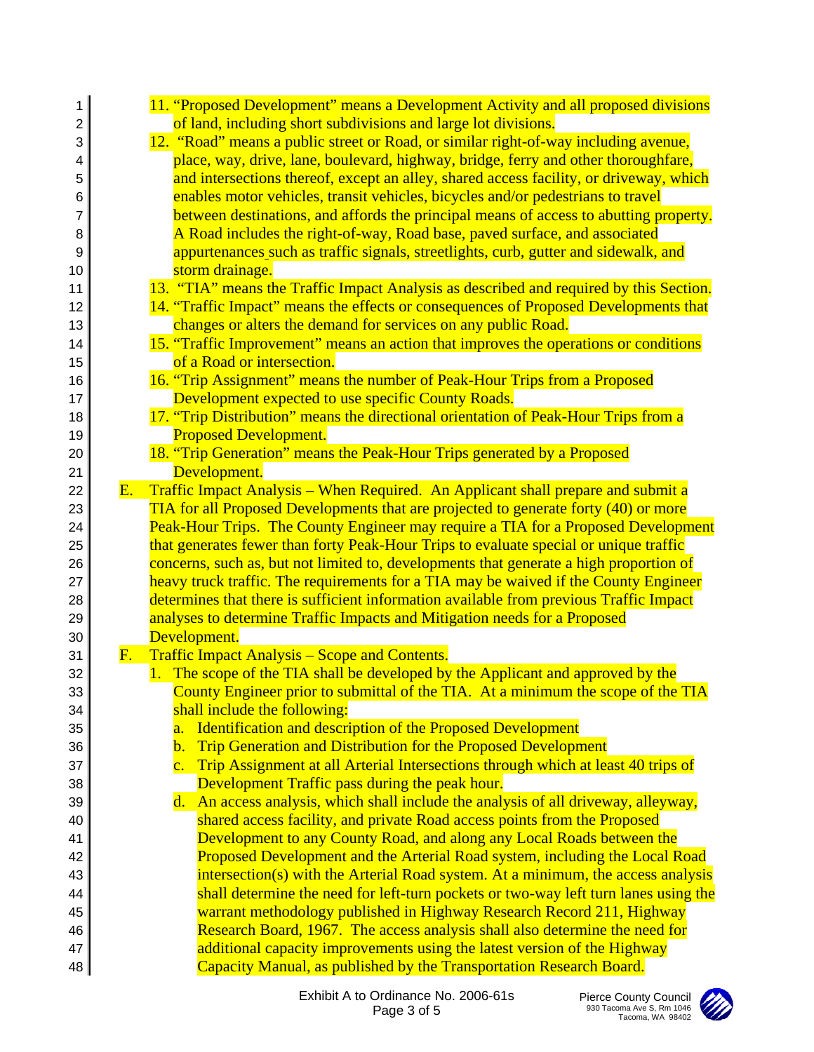11. "Proposed Development" means a Development Activity and all proposed divisions of land, including short subdivisions and large lot divisions.
12. "Road" means a public street or Road, or similar right-of-way including avenue, place, way, drive, lane, boulevard, highway, bridge, ferry and other thoroughfare, and intersections thereof, except an alley, shared access facility, or driveway, which enables motor vehicles, transit vehicles, bicycles and/or pedestrians to travel between destinations, and affords the principal means of access to abutting property. A Road includes the right-of-way, Road base, paved surface, and associated appurtenances such as traffic signals, streetlights, curb, gutter and sidewalk, and storm drainage.
13. "TIA" means the Traffic Impact Analysis as described and required by this Section.
14. "Traffic Impact" means the effects or consequences of Proposed Developments that changes or alters the demand for services on any public Road.
15. "Traffic Improvement" means an action that improves the operations or conditions of a Road or intersection.
16. "Trip Assignment" means the number of Peak-Hour Trips from a Proposed Development expected to use specific County Roads.
17. "Trip Distribution" means the directional orientation of Peak-Hour Trips from a Proposed Development.
18. "Trip Generation" means the Peak-Hour Trips generated by a Proposed Development.

E. Traffic Impact Analysis – When Required. An Applicant shall prepare and submit a TIA for all Proposed Developments that are projected to generate forty (40) or more Peak-Hour Trips. The County Engineer may require a TIA for a Proposed Development that generates fewer than forty Peak-Hour Trips to evaluate special or unique traffic concerns, such as, but not limited to, developments that generate a high proportion of heavy truck traffic. The requirements for a TIA may be waived if the County Engineer determines that there is sufficient information available from previous Traffic Impact analyses to determine Traffic Impacts and Mitigation needs for a Proposed Development.

F. Traffic Impact Analysis – Scope and Contents.
1. The scope of the TIA shall be developed by the Applicant and approved by the County Engineer prior to submittal of the TIA. At a minimum the scope of the TIA shall include the following:
   a. Identification and description of the Proposed Development
   b. Trip Generation and Distribution for the Proposed Development
   c. Trip Assignment at all Arterial Intersections through which at least 40 trips of Development Traffic pass during the peak hour.
   d. An access analysis, which shall include the analysis of all driveway, alleyway, shared access facility, and private Road access points from the Proposed Development to any County Road, and along any Local Roads between the Proposed Development and the Arterial Road system, including the Local Road intersection(s) with the Arterial Road system. At a minimum, the access analysis shall determine the need for left-turn pockets or two-way left turn lanes using the warrant methodology published in Highway Research Record 211, Highway Research Board, 1967. The access analysis shall also determine the need for additional capacity improvements using the latest version of the Highway Capacity Manual, as published by the Transportation Research Board.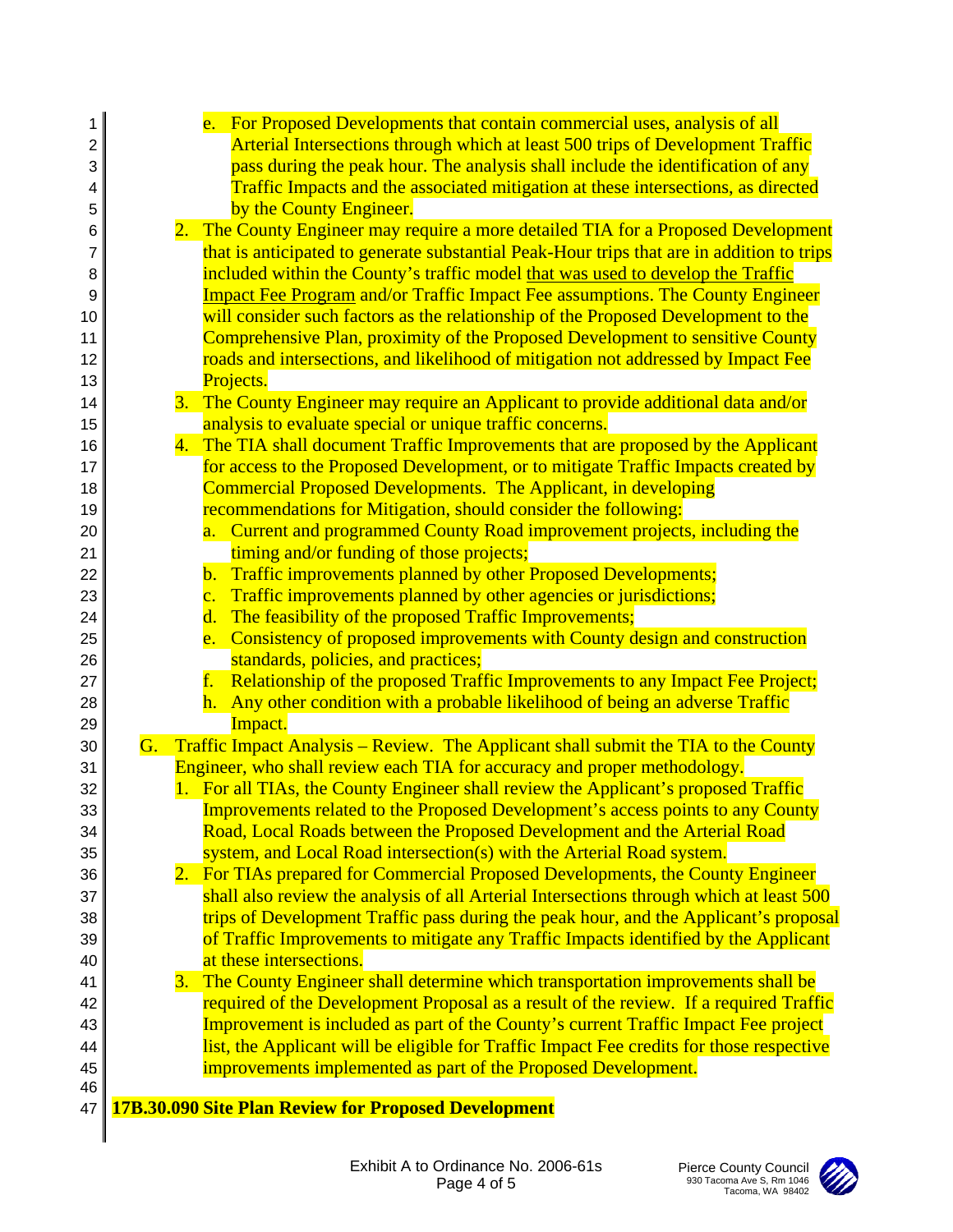e. For Proposed Developments that contain commercial uses, analysis of all Arterial Intersections through which at least 500 trips of Development Traffic pass during the peak hour. The analysis shall include the identification of any Traffic Impacts and the associated mitigation at these intersections, as directed by the County Engineer.

2. The County Engineer may require a more detailed TIA for a Proposed Development that is anticipated to generate substantial Peak-Hour trips that are in addition to trips included within the County's traffic model <u>that was used to develop the Traffic Impact Fee Program</u> and/or Traffic Impact Fee assumptions. The County Engineer will consider such factors as the relationship of the Proposed Development to the Comprehensive Plan, proximity of the Proposed Development to sensitive County roads and intersections, and likelihood of mitigation not addressed by Impact Fee Projects.

3. The County Engineer may require an Applicant to provide additional data and/or analysis to evaluate special or unique traffic concerns.

4. The TIA shall document Traffic Improvements that are proposed by the Applicant for access to the Proposed Development, or to mitigate Traffic Impacts created by Commercial Proposed Developments. The Applicant, in developing recommendations for Mitigation, should consider the following:
   a. Current and programmed County Road improvement projects, including the timing and/or funding of those projects;
   b. Traffic improvements planned by other Proposed Developments;
   c. Traffic improvements planned by other agencies or jurisdictions;
   d. The feasibility of the proposed Traffic Improvements;
   e. Consistency of proposed improvements with County design and construction standards, policies, and practices;
   f. Relationship of the proposed Traffic Improvements to any Impact Fee Project;
   h. Any other condition with a probable likelihood of being an adverse Traffic Impact.

G. Traffic Impact Analysis – Review. The Applicant shall submit the TIA to the County Engineer, who shall review each TIA for accuracy and proper methodology.

1. For all TIAs, the County Engineer shall review the Applicant's proposed Traffic Improvements related to the Proposed Development's access points to any County Road, Local Roads between the Proposed Development and the Arterial Road system, and Local Road intersection(s) with the Arterial Road system.

2. For TIAs prepared for Commercial Proposed Developments, the County Engineer shall also review the analysis of all Arterial Intersections through which at least 500 trips of Development Traffic pass during the peak hour, and the Applicant's proposal of Traffic Improvements to mitigate any Traffic Impacts identified by the Applicant at these intersections.

3. The County Engineer shall determine which transportation improvements shall be required of the Development Proposal as a result of the review. If a required Traffic Improvement is included as part of the County's current Traffic Impact Fee project list, the Applicant will be eligible for Traffic Impact Fee credits for those respective improvements implemented as part of the Proposed Development.

**17B.30.090 Site Plan Review for Proposed Development**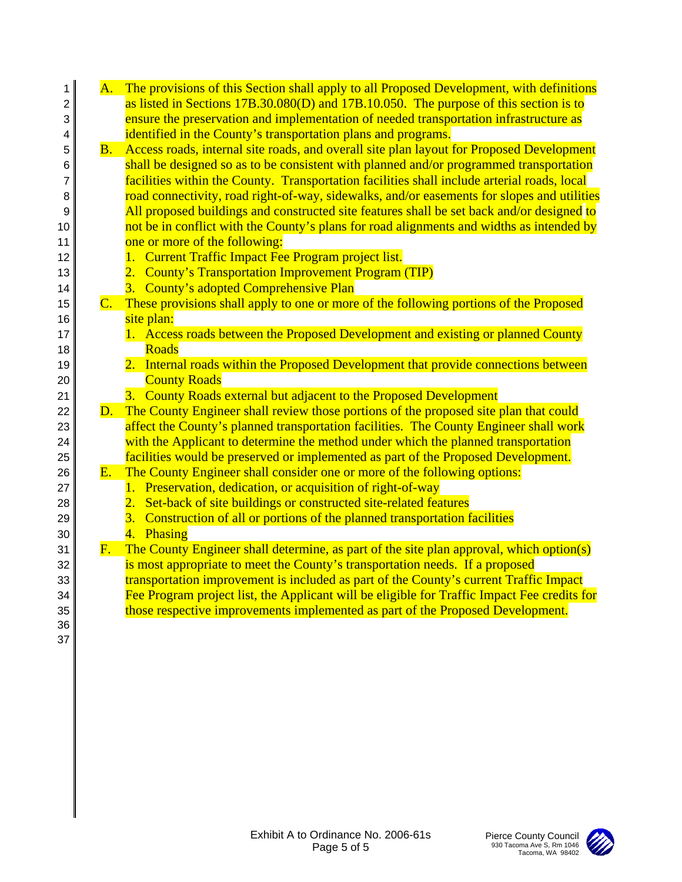A. The provisions of this Section shall apply to all Proposed Development, with definitions as listed in Sections 17B.30.080(D) and 17B.10.050. The purpose of this section is to ensure the preservation and implementation of needed transportation infrastructure as identified in the County's transportation plans and programs.

B. Access roads, internal site roads, and overall site plan layout for Proposed Development shall be designed so as to be consistent with planned and/or programmed transportation facilities within the County. Transportation facilities shall include arterial roads, local road connectivity, road right-of-way, sidewalks, and/or easements for slopes and utilities All proposed buildings and constructed site features shall be set back and/or designed to not be in conflict with the County's plans for road alignments and widths as intended by one or more of the following:
   1. Current Traffic Impact Fee Program project list.
   2. County's Transportation Improvement Program (TIP)
   3. County's adopted Comprehensive Plan

C. These provisions shall apply to one or more of the following portions of the Proposed site plan:
   1. Access roads between the Proposed Development and existing or planned County Roads
   2. Internal roads within the Proposed Development that provide connections between County Roads
   3. County Roads external but adjacent to the Proposed Development

D. The County Engineer shall review those portions of the proposed site plan that could affect the County's planned transportation facilities. The County Engineer shall work with the Applicant to determine the method under which the planned transportation facilities would be preserved or implemented as part of the Proposed Development.

E. The County Engineer shall consider one or more of the following options:
   1. Preservation, dedication, or acquisition of right-of-way
   2. Set-back of site buildings or constructed site-related features
   3. Construction of all or portions of the planned transportation facilities
   4. Phasing

F. The County Engineer shall determine, as part of the site plan approval, which option(s) is most appropriate to meet the County's transportation needs. If a proposed transportation improvement is included as part of the County's current Traffic Impact Fee Program project list, the Applicant will be eligible for Traffic Impact Fee credits for those respective improvements implemented as part of the Proposed Development.